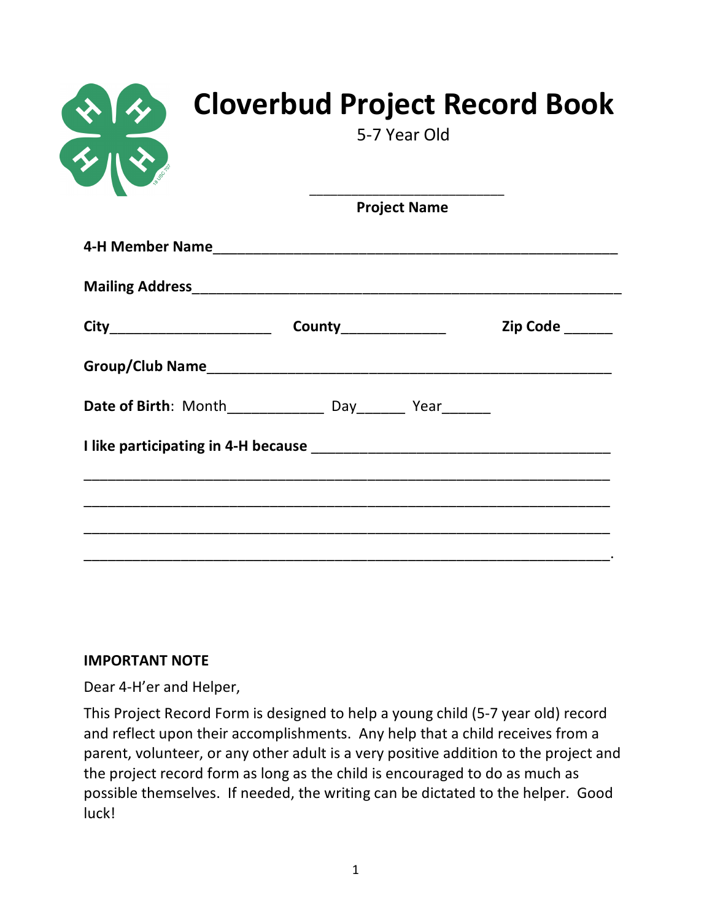# Cloverbud Project Record Book

5-7 Year Old

\_\_\_\_\_\_\_\_\_\_\_\_\_\_\_\_\_\_\_\_\_\_\_\_\_\_\_\_\_\_

**Project Name**

**4-H Member Name**\_\_\_\_\_\_\_\_\_\_\_\_\_\_\_\_\_\_\_\_\_\_\_\_\_\_\_\_\_\_\_\_\_\_\_\_\_\_\_\_\_\_\_\_\_\_\_\_\_\_\_\_

**Mailing Address**\_\_\_\_\_\_\_\_\_\_\_\_\_\_\_\_\_\_\_\_\_\_\_\_\_\_\_\_\_\_\_\_\_\_\_\_\_\_\_\_\_\_\_\_\_\_\_\_\_\_\_\_\_\_

**City**\_\_\_\_\_\_\_\_\_\_\_\_\_\_\_\_\_\_\_\_ **County**\_\_\_\_\_\_\_\_\_\_\_\_\_ **Zip Code** \_\_\_\_\_\_

**Group/Club Name**\_\_\_\_\_\_\_\_\_\_\_\_\_\_\_\_\_\_\_\_\_\_\_\_\_\_\_\_\_\_\_\_\_\_\_\_\_\_\_\_\_\_\_\_\_\_\_\_\_\_\_\_

**Date of Birth**: Month\_\_\_\_\_\_\_\_\_\_\_\_ Day\_\_\_\_\_\_ Year\_\_\_\_\_\_

**I like participating in 4-H because** \_\_\_\_\_\_\_\_\_\_\_\_\_\_\_\_\_\_\_\_\_\_\_\_\_\_\_\_\_\_\_\_\_\_\_\_\_\_

\_\_\_\_\_\_\_\_\_\_\_\_\_\_\_\_\_\_\_\_\_\_\_\_\_\_\_\_\_\_\_\_\_\_\_\_\_\_\_\_\_\_\_\_\_\_\_\_\_\_\_\_\_\_\_\_\_\_\_\_\_\_\_\_\_

\_\_\_\_\_\_\_\_\_\_\_\_\_\_\_\_\_\_\_\_\_\_\_\_\_\_\_\_\_\_\_\_\_\_\_\_\_\_\_\_\_\_\_\_\_\_\_\_\_\_\_\_\_\_\_\_\_\_\_\_\_\_\_\_\_

\_\_\_\_\_\_\_\_\_\_\_\_\_\_\_\_\_\_\_\_\_\_\_\_\_\_\_\_\_\_\_\_\_\_\_\_\_\_\_\_\_\_\_\_\_\_\_\_\_\_\_\_\_\_\_\_\_\_\_\_\_\_\_\_\_

\_\_\_\_\_\_\_\_\_\_\_\_\_\_\_\_\_\_\_\_\_\_\_\_\_\_\_\_\_\_\_\_\_\_\_\_\_\_\_\_\_\_\_\_\_\_\_\_\_\_\_\_\_\_\_\_\_\_\_\_\_\_\_\_\_.

**IMPORTANT NOTE**

Dear 4-H'er and Helper,

This Project Record Form is designed to help a young child (5-7 year old) record and reflect upon their accomplishments. Any help that a child receives from a parent, volunteer, or any other adult is a very positive addition to the project and the project record form as long as the child is encouraged to do as much as possible themselves. If needed, the writing can be dictated to the helper. Good luck!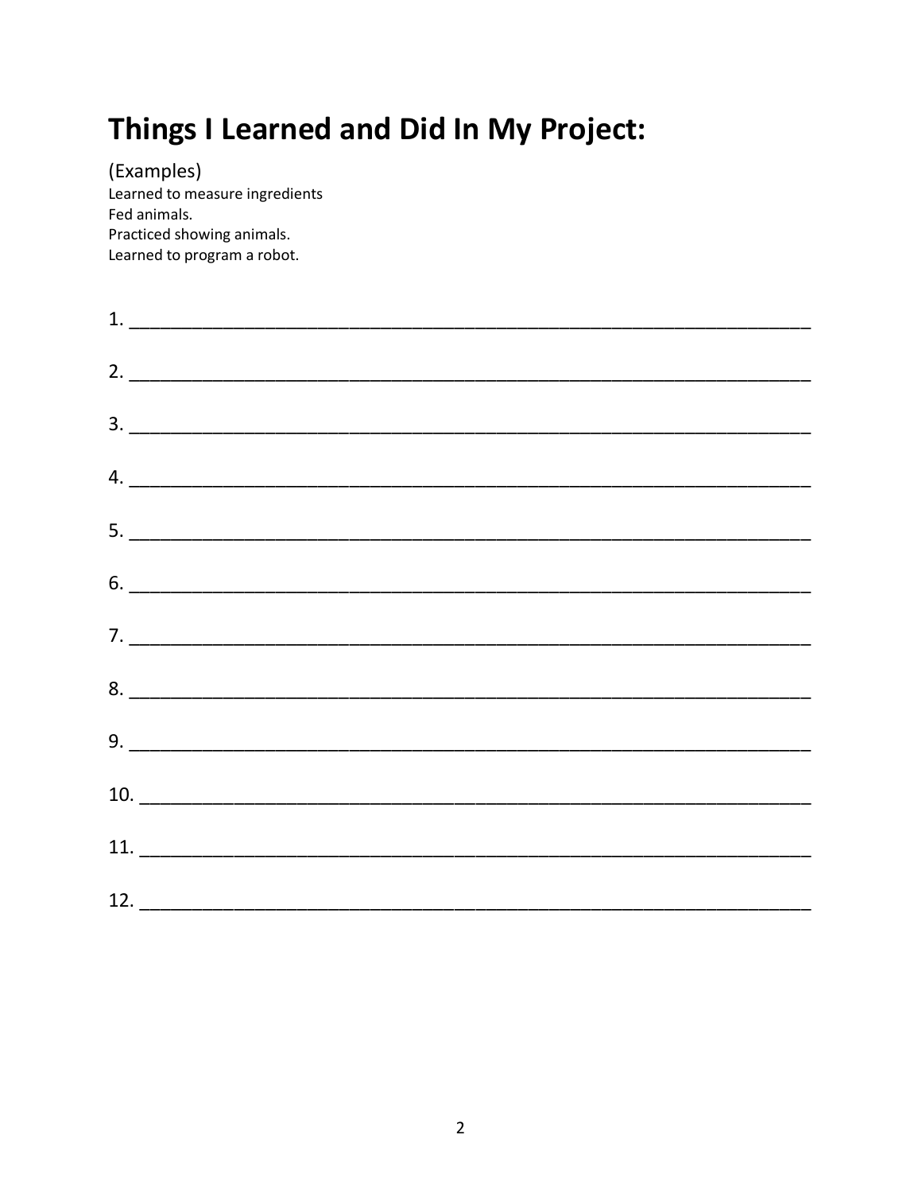# Things I Learned and Did In My Project:

(Examples)
Learned to measure ingredients
Fed animals.
Practiced showing animals.
Learned to program a robot.

1. ______________________________________________________________________

2. ______________________________________________________________________

3. ______________________________________________________________________

4. ______________________________________________________________________

5. ______________________________________________________________________

6. ______________________________________________________________________

7. ______________________________________________________________________

8. ______________________________________________________________________

9. ______________________________________________________________________

10. _____________________________________________________________________

11. _____________________________________________________________________

12. _____________________________________________________________________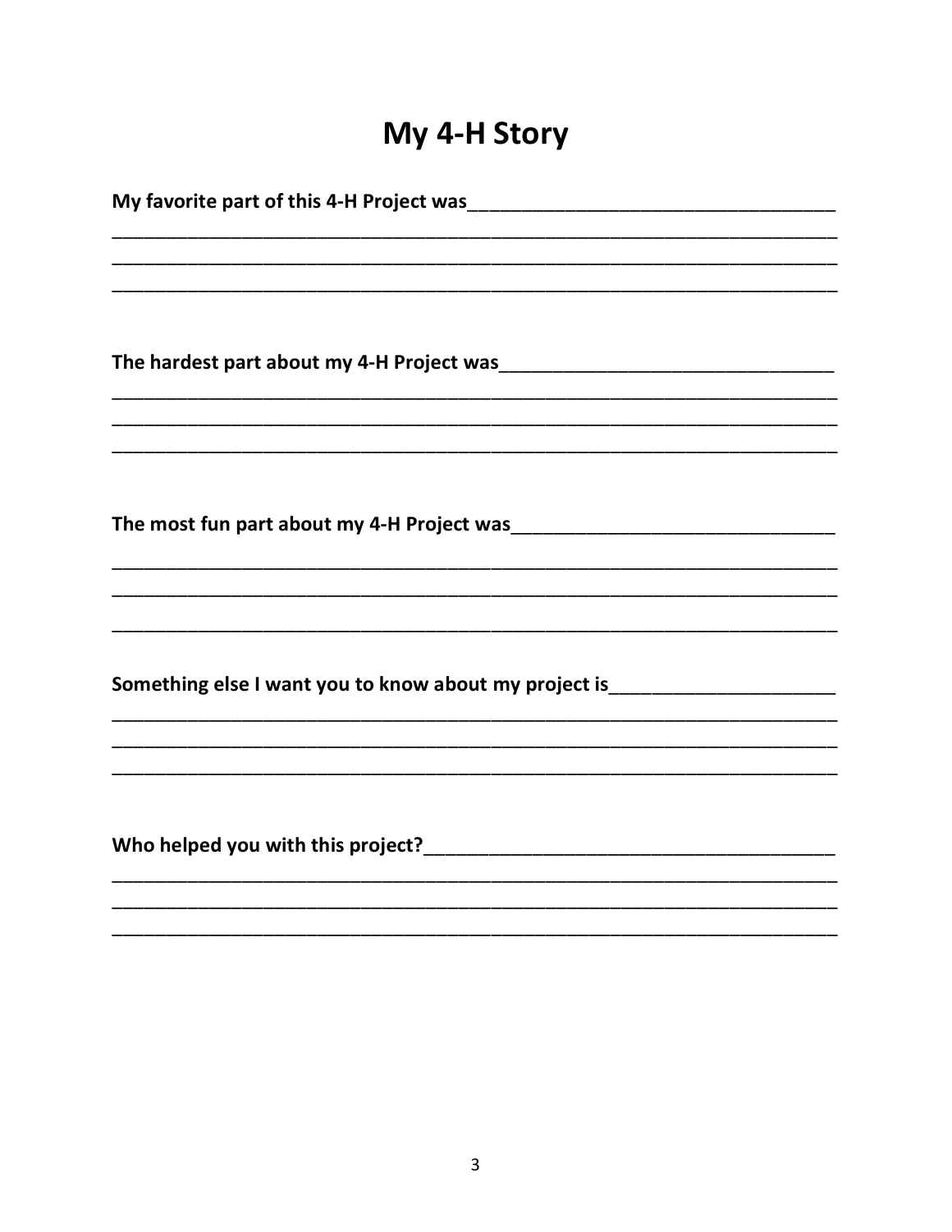# My 4-H Story

**My favorite part of this 4-H Project was**___________________________________

___________________________________________________________________________

___________________________________________________________________________

___________________________________________________________________________

**The hardest part about my 4-H Project was**________________________________

___________________________________________________________________________

___________________________________________________________________________

___________________________________________________________________________

**The most fun part about my 4-H Project was**_______________________________

___________________________________________________________________________

___________________________________________________________________________

___________________________________________________________________________

**Something else I want you to know about my project is**_____________________

___________________________________________________________________________

___________________________________________________________________________

___________________________________________________________________________

**Who helped you with this project?**________________________________________

___________________________________________________________________________

___________________________________________________________________________

___________________________________________________________________________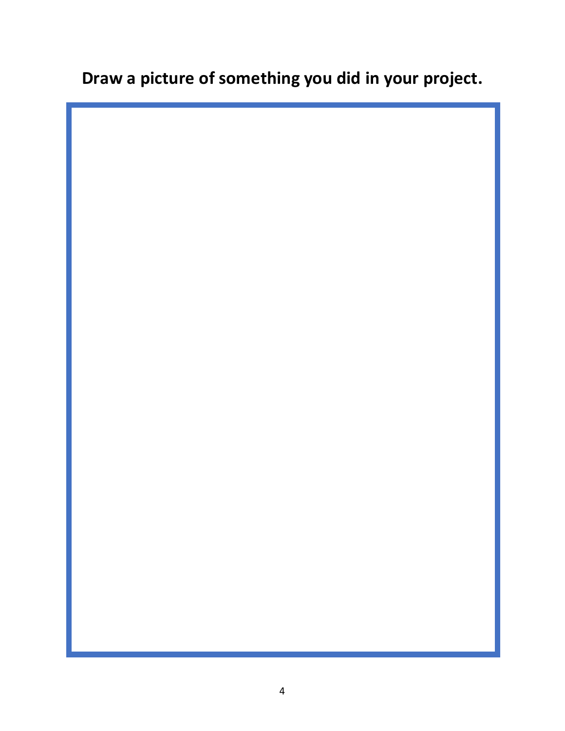**Draw a picture of something you did in your project.**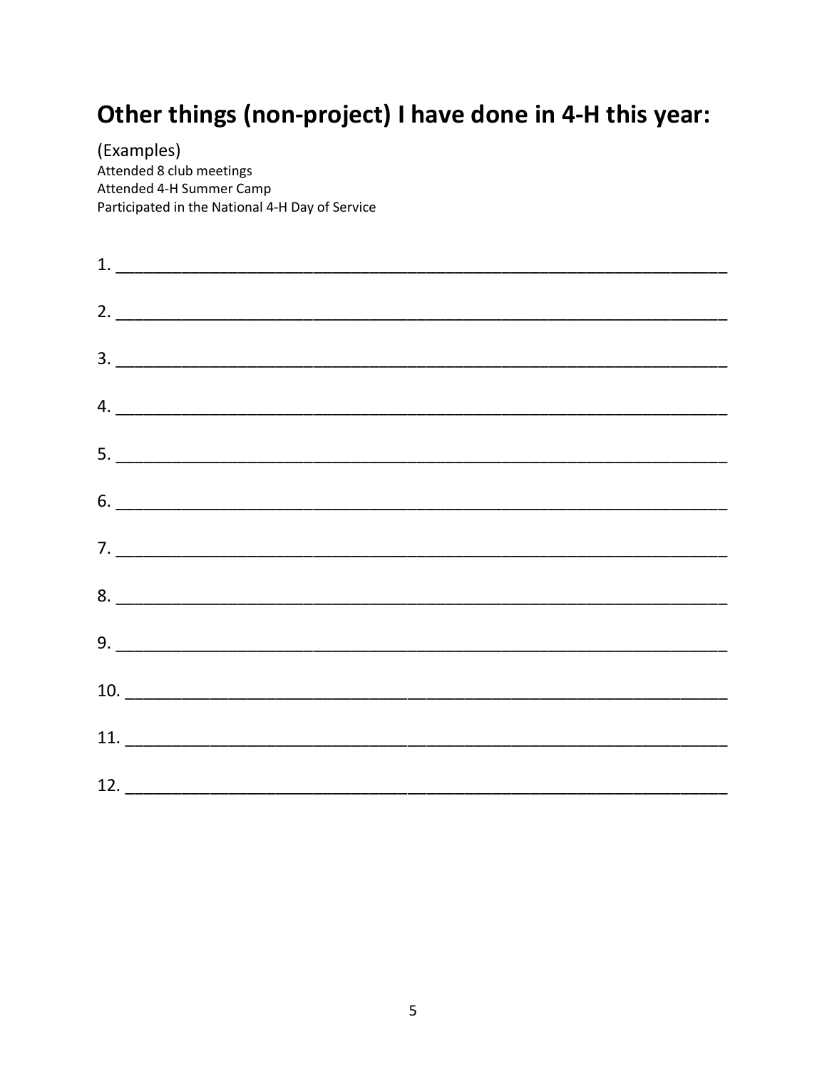## Other things (non-project) I have done in 4-H this year:

(Examples)
Attended 8 club meetings
Attended 4-H Summer Camp
Participated in the National 4-H Day of Service

1. ______________________________________________________________________

2. ______________________________________________________________________

3. ______________________________________________________________________

4. ______________________________________________________________________

5. ______________________________________________________________________

6. ______________________________________________________________________

7. ______________________________________________________________________

8. ______________________________________________________________________

9. ______________________________________________________________________

10. _____________________________________________________________________

11. _____________________________________________________________________

12. _____________________________________________________________________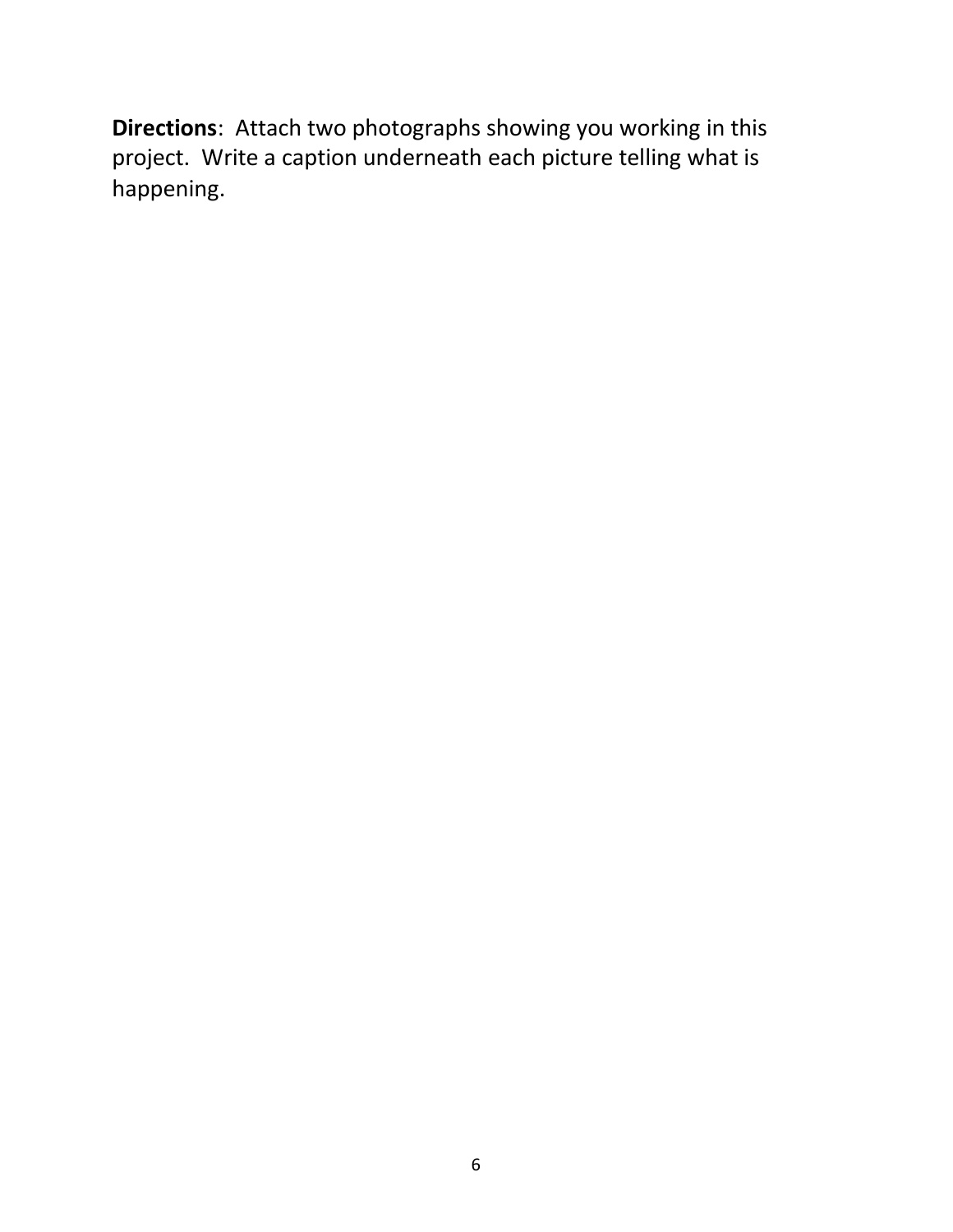**Directions**: Attach two photographs showing you working in this project. Write a caption underneath each picture telling what is happening.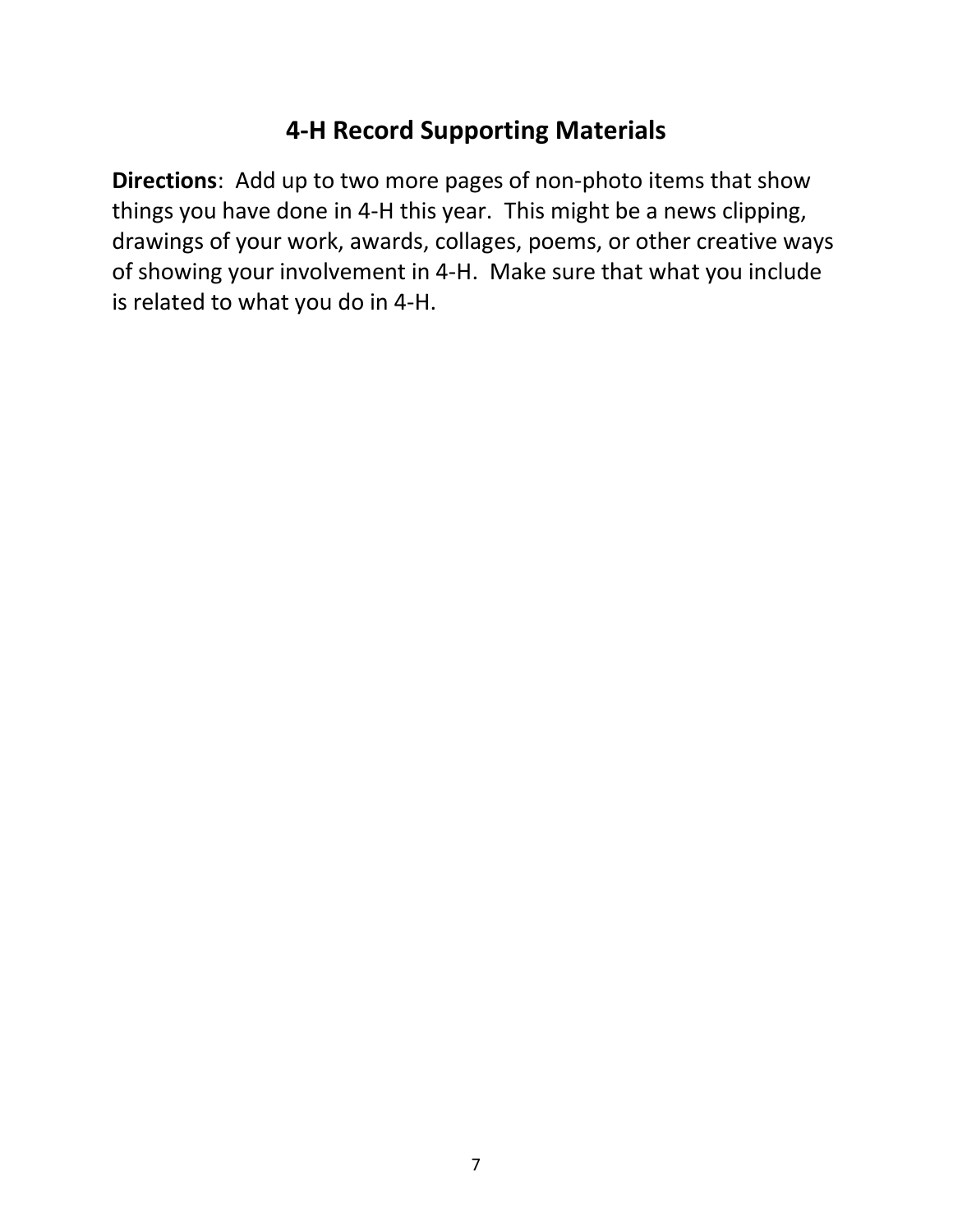# 4-H Record Supporting Materials

**Directions**: Add up to two more pages of non-photo items that show things you have done in 4-H this year. This might be a news clipping, drawings of your work, awards, collages, poems, or other creative ways of showing your involvement in 4-H. Make sure that what you include is related to what you do in 4-H.